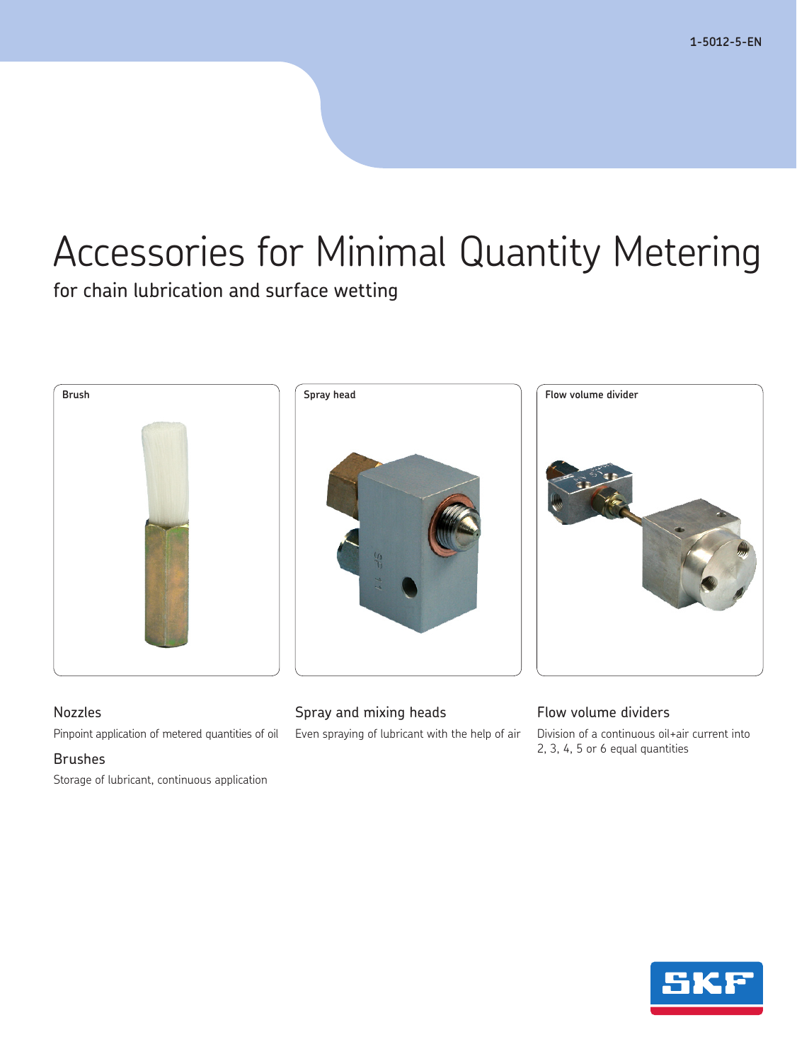1-5012-5-EN

# Accessories for Minimal Quantity Metering

for chain lubrication and surface wetting

Brush

Spray head

Flow volume divider

### Nozzles

Pinpoint application of metered quantities of oil

### Brushes

Storage of lubricant, continuous application

### Spray and mixing heads

Even spraying of lubricant with the help of air

### Flow volume dividers

Division of a continuous oil+air current into 2, 3, 4, 5 or 6 equal quantities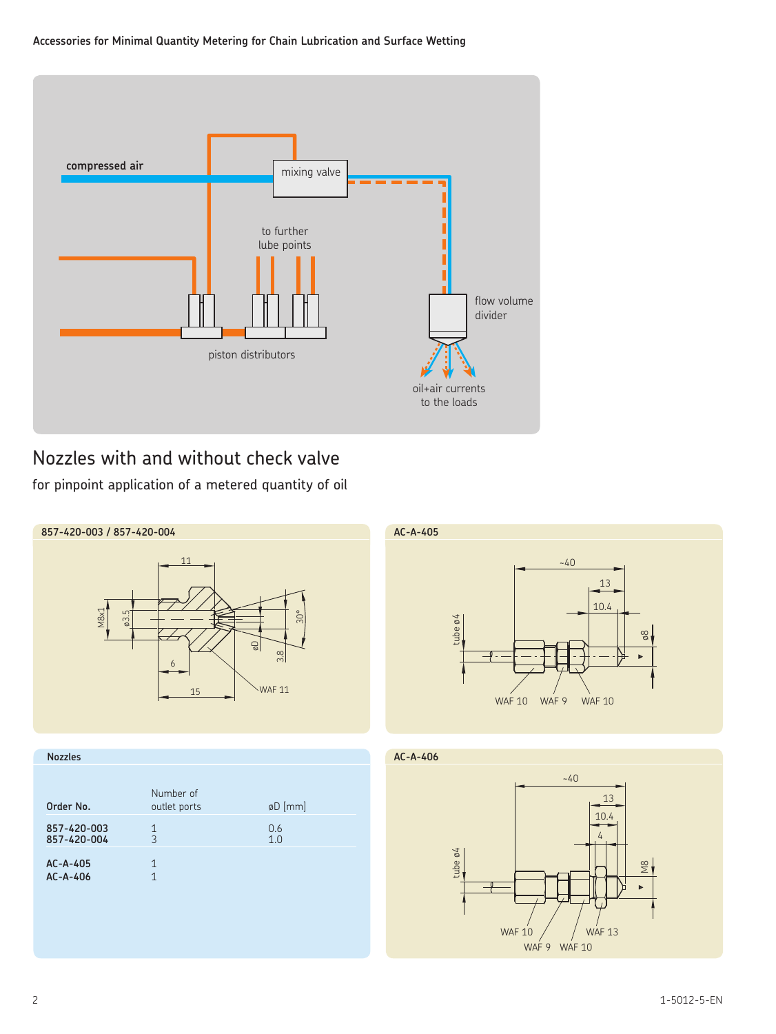## Nozzles with and without check valve

for pinpoint application of a metered quantity of oil

**857-420-003 / 857-420-004**

**AC-A-405**

**Nozzles**

| Order No. | Number of outlet ports | øD [mm] |
|---|---|---|
| 857-420-003 | 1 | 0.6 |
| 857-420-004 | 3 | 1.0 |
| AC-A-405 | 1 | |
| AC-A-406 | 1 | |

**AC-A-406**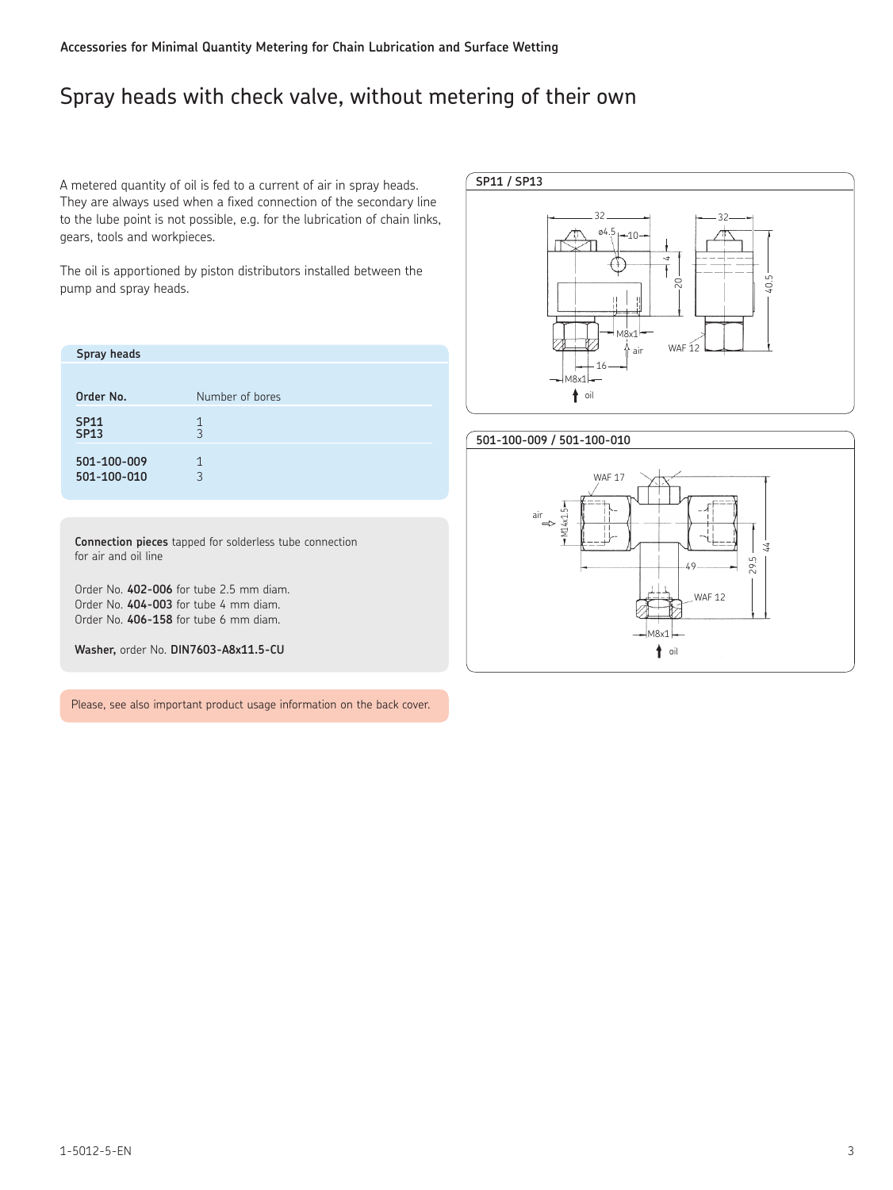Accessories for Minimal Quantity Metering for Chain Lubrication and Surface Wetting

# Spray heads with check valve, without metering of their own

A metered quantity of oil is fed to a current of air in spray heads. They are always used when a fixed connection of the secondary line to the lube point is not possible, e.g. for the lubrication of chain links, gears, tools and workpieces.

The oil is apportioned by piston distributors installed between the pump and spray heads.

**Spray heads**

| Order No. | Number of bores |
|---|---|
| **SP11** | 1 |
| **SP13** | 3 |
| **501-100-009** | 1 |
| **501-100-010** | 3 |

**Connection pieces** tapped for solderless tube connection for air and oil line

Order No. **402-006** for tube 2.5 mm diam.
Order No. **404-003** for tube 4 mm diam.
Order No. **406-158** for tube 6 mm diam.

**Washer,** order No. **DIN7603-A8x11.5-CU**

Please, see also important product usage information on the back cover.

**SP11 / SP13**

**501-100-009 / 501-100-010**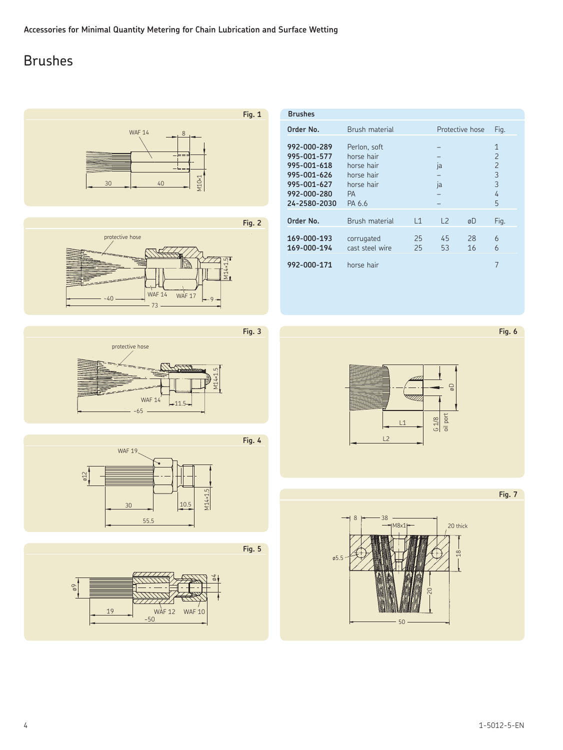# Brushes

### Fig. 1

WAF 14, 8, 30, 40, M10×1

### Fig. 2

protective hose, WAF 14, WAF 17, ~40, 73, 9, M14×1.5

### Fig. 3

protective hose, WAF 14, 11.5, ~65, M14×1.5

### Fig. 4

WAF 19, ø12, 30, 10.5, 55.5, M14×1.5

### Fig. 5

ø9, 19, WAF 12, WAF 10, ~50, ø4

| Brushes | | | | | | |
|---|---|---|---|---|---|---|
| **Order No.** | Brush material | | Protective hose | | | Fig. |
| **992-000-289** | Perlon, soft | | – | | | 1 |
| **995-001-577** | horse hair | | – | | | 2 |
| **995-001-618** | horse hair | | ja | | | 2 |
| **995-001-626** | horse hair | | – | | | 3 |
| **995-001-627** | horse hair | | ja | | | 3 |
| **992-000-280** | PA | | – | | | 4 |
| **24-2580-2030** | PA 6.6 | | – | | | 5 |
| **Order No.** | Brush material | L1 | L2 | øD | | Fig. |
| **169-000-193** | corrugated | 25 | 45 | 28 | | 6 |
| **169-000-194** | cast steel wire | 25 | 53 | 16 | | 6 |
| **992-000-171** | horse hair | | | | | 7 |

### Fig. 6

L1, L2, øD, G 1/8 oil port

### Fig. 7

8, 38, M8x1, 20 thick, ø5.5, 18, 20, 50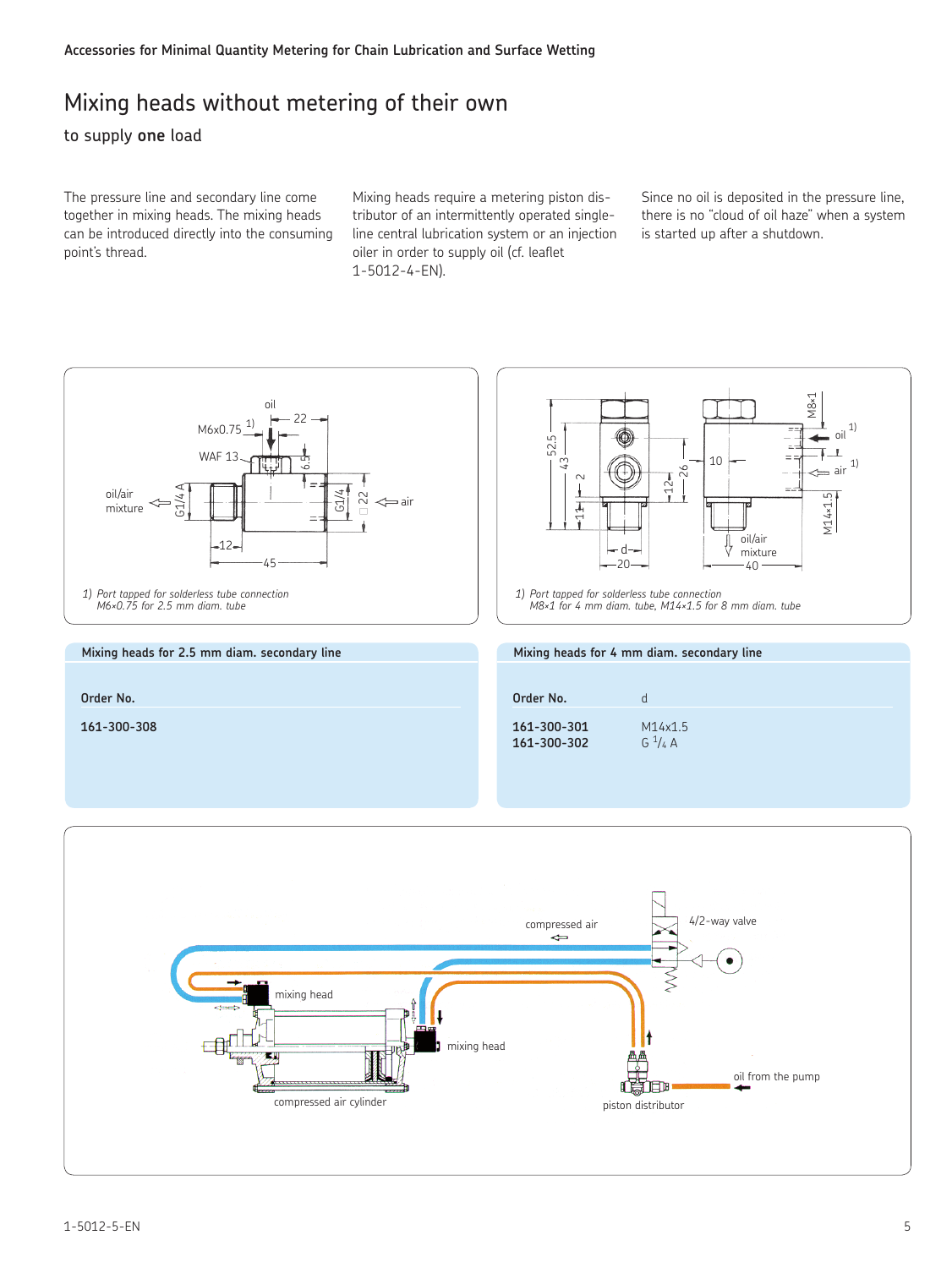# Mixing heads without metering of their own

## to supply **one** load

The pressure line and secondary line come together in mixing heads. The mixing heads can be introduced directly into the consuming point's thread.

Mixing heads require a metering piston distributor of an intermittently operated single-line central lubrication system or an injection oiler in order to supply oil (cf. leaflet 1-5012-4-EN).

Since no oil is deposited in the pressure line, there is no "cloud of oil haze" when a system is started up after a shutdown.

*1) Port tapped for solderless tube connection M6×0.75 for 2.5 mm diam. tube*

*1) Port tapped for solderless tube connection M8×1 for 4 mm diam. tube, M14×1.5 for 8 mm diam. tube*

**Mixing heads for 2.5 mm diam. secondary line**

| Order No. |
|---|
| **161-300-308** |

**Mixing heads for 4 mm diam. secondary line**

| Order No. | d |
|---|---|
| **161-300-301** | M14x1.5 |
| **161-300-302** | G 1/4 A |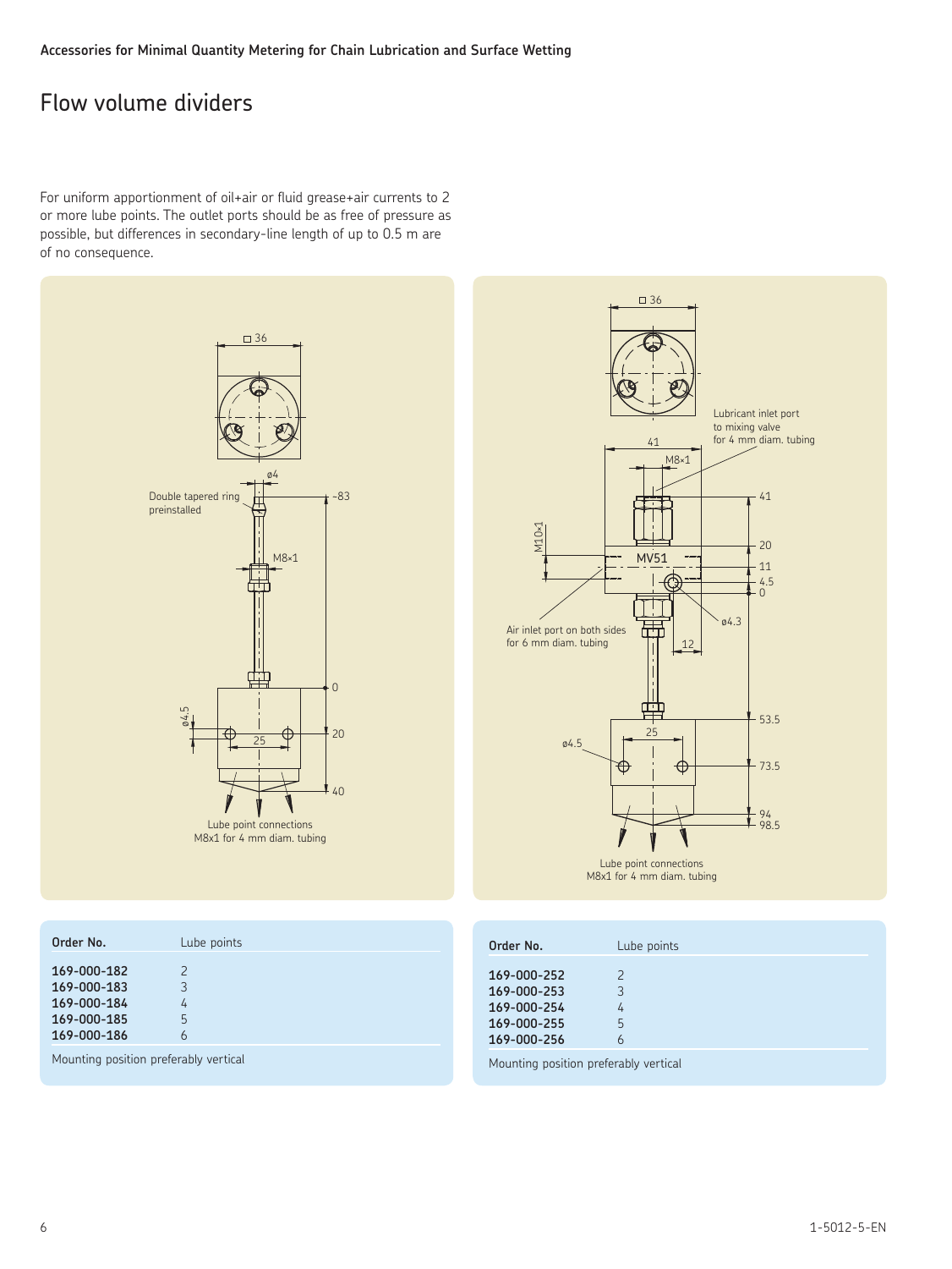Accessories for Minimal Quantity Metering for Chain Lubrication and Surface Wetting

# Flow volume dividers

For uniform apportionment of oil+air or fluid grease+air currents to 2 or more lube points. The outlet ports should be as free of pressure as possible, but differences in secondary-line length of up to 0.5 m are of no consequence.

Double tapered ring preinstalled

Lube point connections M8x1 for 4 mm diam. tubing

Lubricant inlet port to mixing valve for 4 mm diam. tubing

Air inlet port on both sides for 6 mm diam. tubing

Lube point connections M8x1 for 4 mm diam. tubing

| Order No. | Lube points |
|---|---|
| **169-000-182** | 2 |
| **169-000-183** | 3 |
| **169-000-184** | 4 |
| **169-000-185** | 5 |
| **169-000-186** | 6 |

Mounting position preferably vertical

| Order No. | Lube points |
|---|---|
| **169-000-252** | 2 |
| **169-000-253** | 3 |
| **169-000-254** | 4 |
| **169-000-255** | 5 |
| **169-000-256** | 6 |

Mounting position preferably vertical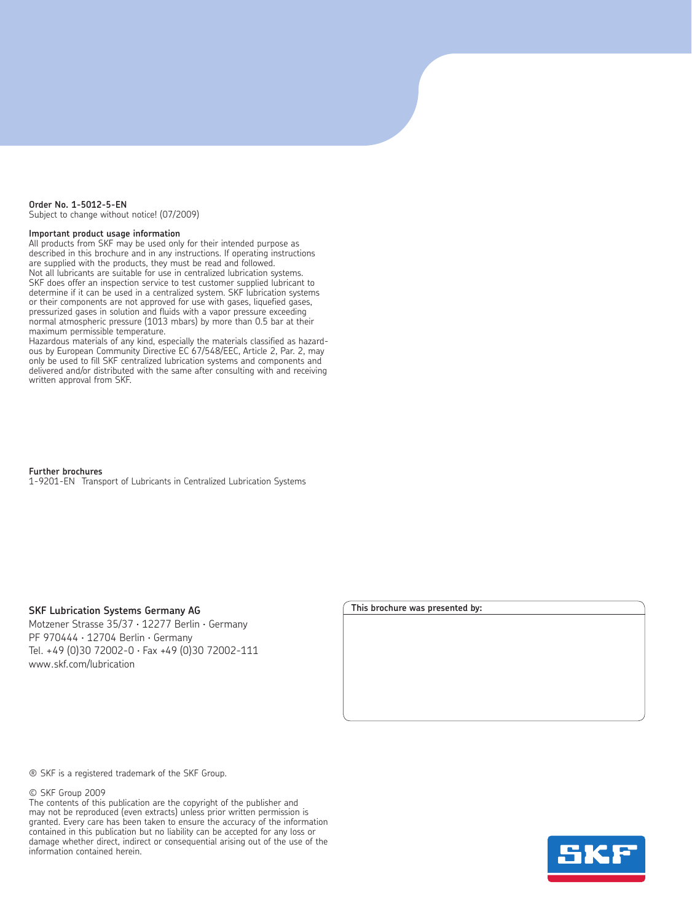**Order No. 1-5012-5-EN**
Subject to change without notice! (07/2009)

**Important product usage information**
All products from SKF may be used only for their intended purpose as described in this brochure and in any instructions. If operating instructions are supplied with the products, they must be read and followed.
Not all lubricants are suitable for use in centralized lubrication systems. SKF does offer an inspection service to test customer supplied lubricant to determine if it can be used in a centralized system. SKF lubrication systems or their components are not approved for use with gases, liquefied gases, pressurized gases in solution and fluids with a vapor pressure exceeding normal atmospheric pressure (1013 mbars) by more than 0.5 bar at their maximum permissible temperature.
Hazardous materials of any kind, especially the materials classified as hazardous by European Community Directive EC 67/548/EEC, Article 2, Par. 2, may only be used to fill SKF centralized lubrication systems and components and delivered and/or distributed with the same after consulting with and receiving written approval from SKF.

**Further brochures**
1-9201-EN Transport of Lubricants in Centralized Lubrication Systems

**SKF Lubrication Systems Germany AG**
Motzener Strasse 35/37 · 12277 Berlin · Germany
PF 970444 · 12704 Berlin · Germany
Tel. +49 (0)30 72002-0 · Fax +49 (0)30 72002-111
www.skf.com/lubrication

**This brochure was presented by:**

® SKF is a registered trademark of the SKF Group.

© SKF Group 2009
The contents of this publication are the copyright of the publisher and may not be reproduced (even extracts) unless prior written permission is granted. Every care has been taken to ensure the accuracy of the information contained in this publication but no liability can be accepted for any loss or damage whether direct, indirect or consequential arising out of the use of the information contained herein.

SKF